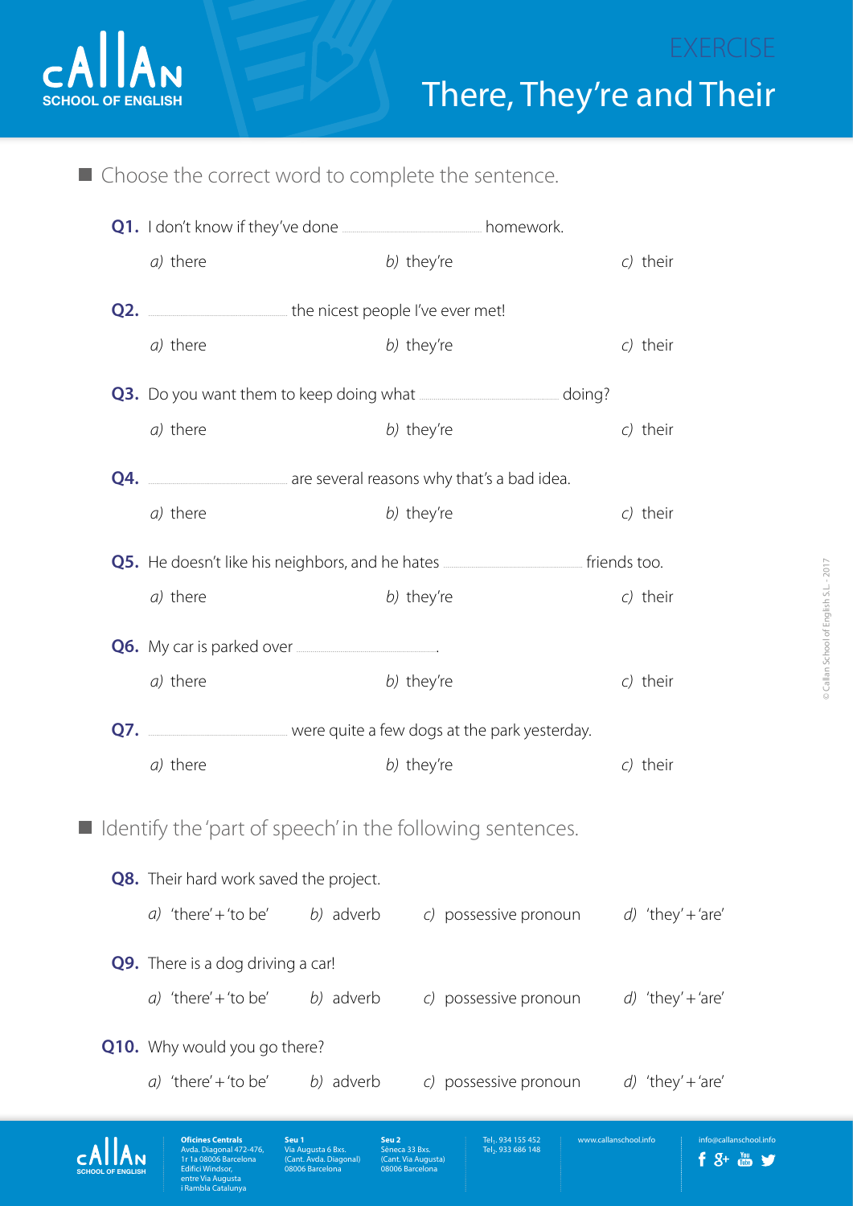# EXERCISE

# There, They're and Their

## Choose the correct word to complete the sentence.

**Q1.** I don't know if they've done ........................ homework.

*a)* there *b)* they're *c)* their

**Q2.** ........................ the nicest people I've ever met!

*a)* there *b)* they're *c)* their

**Q3.** Do you want them to keep doing what ........................ doing?

*a)* there *b)* they're *c)* their

**Q4.** ........................ are several reasons why that's a bad idea.

*a)* there *b)* they're *c)* their

**Q5.** He doesn't like his neighbors, and he hates ........................ friends too.

*a)* there *b)* they're *c)* their

**Q6.** My car is parked over ........................ .

*a)* there *b)* they're *c)* their

**Q7.** ........................ were quite a few dogs at the park yesterday.

*a)* there *b)* they're *c)* their

## Identify the 'part of speech' in the following sentences.

**Q8.** Their hard work saved the project.

*a)* 'there' + 'to be' *b)* adverb *c)* possessive pronoun *d)* 'they' + 'are'

**Q9.** There is a dog driving a car!

*a)* 'there' + 'to be' *b)* adverb *c)* possessive pronoun *d)* 'they' + 'are'

**Q10.** Why would you go there?

*a)* 'there' + 'to be' *b)* adverb *c)* possessive pronoun *d)* 'they' + 'are'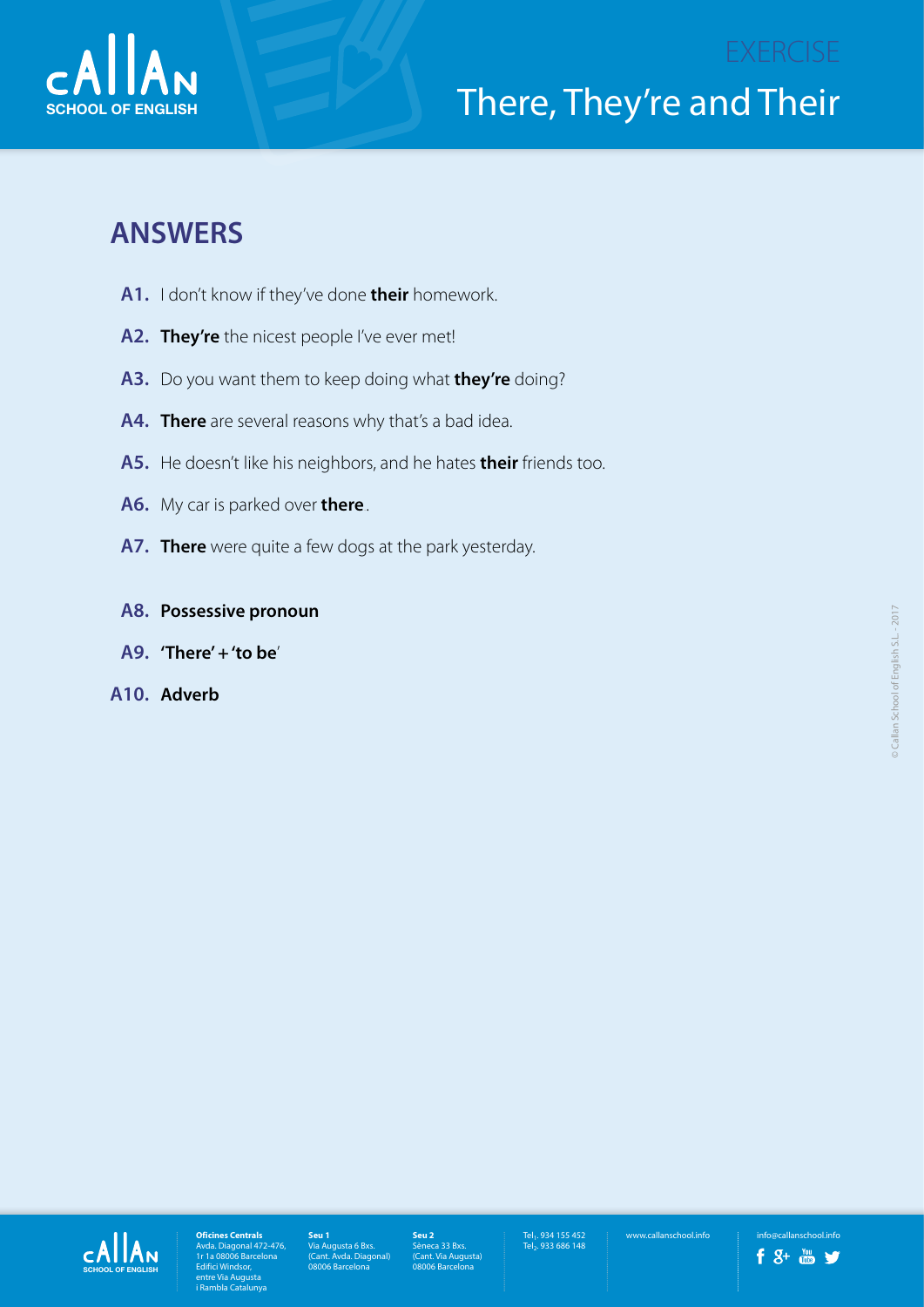EXERCISE

# There, They're and Their

## ANSWERS

**A1.** I don't know if they've done **their** homework.

**A2.** **They're** the nicest people I've ever met!

**A3.** Do you want them to keep doing what **they're** doing?

**A4.** **There** are several reasons why that's a bad idea.

**A5.** He doesn't like his neighbors, and he hates **their** friends too.

**A6.** My car is parked over **there**.

**A7.** **There** were quite a few dogs at the park yesterday.

**A8.** **Possessive pronoun**

**A9.** **'There' + 'to be'**

**A10.** **Adverb**